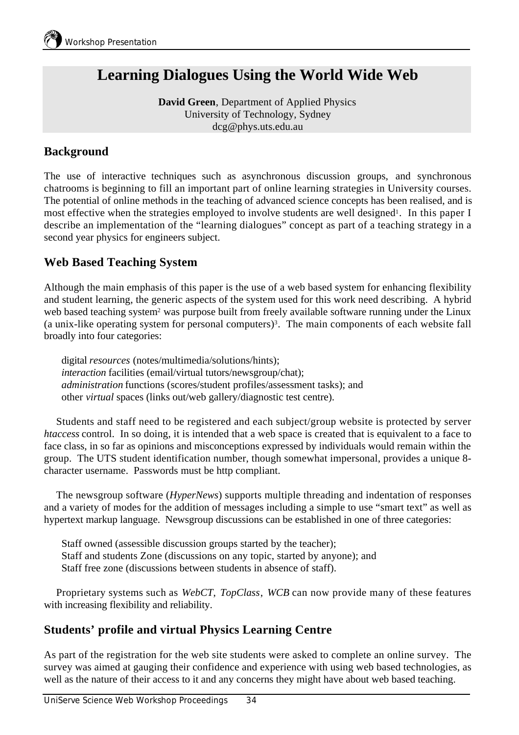# Learning Dialogues Using the World Wide Web

**David Green**, Department of Applied Physics
University of Technology, Sydney
dcg@phys.uts.edu.au

## Background

The use of interactive techniques such as asynchronous discussion groups, and synchronous chatrooms is beginning to fill an important part of online learning strategies in University courses. The potential of online methods in the teaching of advanced science concepts has been realised, and is most effective when the strategies employed to involve students are well designed[1]. In this paper I describe an implementation of the "learning dialogues" concept as part of a teaching strategy in a second year physics for engineers subject.

## Web Based Teaching System

Although the main emphasis of this paper is the use of a web based system for enhancing flexibility and student learning, the generic aspects of the system used for this work need describing. A hybrid web based teaching system[2] was purpose built from freely available software running under the Linux (a unix-like operating system for personal computers)[3]. The main components of each website fall broadly into four categories:

digital *resources* (notes/multimedia/solutions/hints);
*interaction* facilities (email/virtual tutors/newsgroup/chat);
*administration* functions (scores/student profiles/assessment tasks); and
other *virtual* spaces (links out/web gallery/diagnostic test centre).

Students and staff need to be registered and each subject/group website is protected by server *htaccess* control. In so doing, it is intended that a web space is created that is equivalent to a face to face class, in so far as opinions and misconceptions expressed by individuals would remain within the group. The UTS student identification number, though somewhat impersonal, provides a unique 8-character username. Passwords must be http compliant.

The newsgroup software (*HyperNews*) supports multiple threading and indentation of responses and a variety of modes for the addition of messages including a simple to use "smart text" as well as hypertext markup language. Newsgroup discussions can be established in one of three categories:

Staff owned (assessible discussion groups started by the teacher);
Staff and students Zone (discussions on any topic, started by anyone); and
Staff free zone (discussions between students in absence of staff).

Proprietary systems such as *WebCT*, *TopClass*, *WCB* can now provide many of these features with increasing flexibility and reliability.

## Students' profile and virtual Physics Learning Centre

As part of the registration for the web site students were asked to complete an online survey. The survey was aimed at gauging their confidence and experience with using web based technologies, as well as the nature of their access to it and any concerns they might have about web based teaching.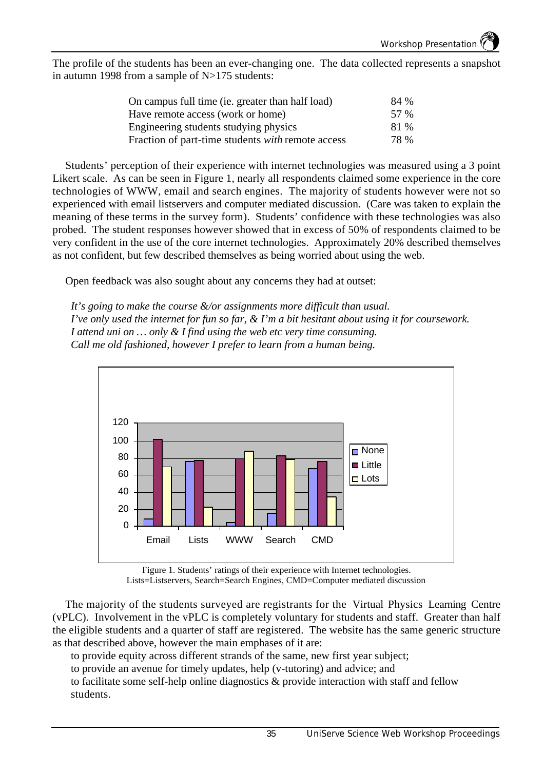The profile of the students has been an ever-changing one. The data collected represents a snapshot in autumn 1998 from a sample of N>175 students:

| | |
|---|---|
| On campus full time (ie. greater than half load) | 84 % |
| Have remote access (work or home) | 57 % |
| Engineering students studying physics | 81 % |
| Fraction of part-time students *with* remote access | 78 % |

Students' perception of their experience with internet technologies was measured using a 3 point Likert scale. As can be seen in Figure 1, nearly all respondents claimed some experience in the core technologies of WWW, email and search engines. The majority of students however were not so experienced with email listservers and computer mediated discussion. (Care was taken to explain the meaning of these terms in the survey form). Students' confidence with these technologies was also probed. The student responses however showed that in excess of 50% of respondents claimed to be very confident in the use of the core internet technologies. Approximately 20% described themselves as not confident, but few described themselves as being worried about using the web.

Open feedback was also sought about any concerns they had at outset:

*It's going to make the course &/or assignments more difficult than usual.*
*I've only used the internet for fun so far, & I'm a bit hesitant about using it for coursework.*
*I attend uni on … only & I find using the web etc very time consuming.*
*Call me old fashioned, however I prefer to learn from a human being.*

Figure 1. Students' ratings of their experience with Internet technologies.
Lists=Listservers, Search=Search Engines, CMD=Computer mediated discussion

The majority of the students surveyed are registrants for the Virtual Physics Learning Centre (vPLC). Involvement in the vPLC is completely voluntary for students and staff. Greater than half the eligible students and a quarter of staff are registered. The website has the same generic structure as that described above, however the main emphases of it are:

to provide equity across different strands of the same, new first year subject;
to provide an avenue for timely updates, help (v-tutoring) and advice; and
to facilitate some self-help online diagnostics & provide interaction with staff and fellow students.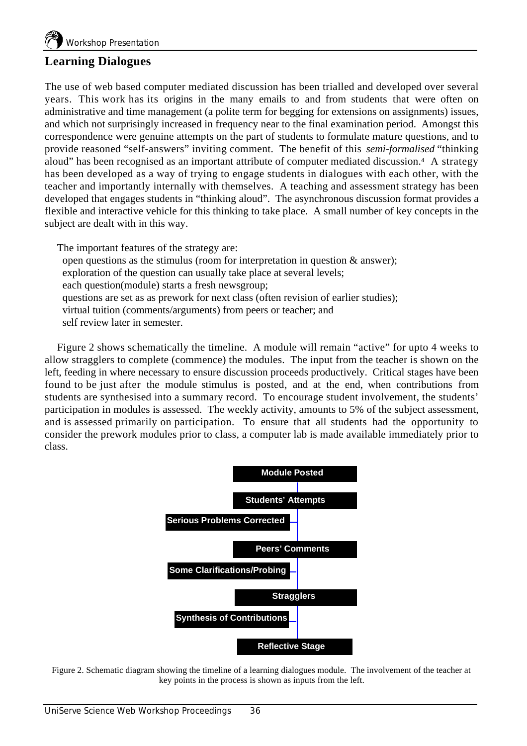## Learning Dialogues

The use of web based computer mediated discussion has been trialled and developed over several years. This work has its origins in the many emails to and from students that were often on administrative and time management (a polite term for begging for extensions on assignments) issues, and which not surprisingly increased in frequency near to the final examination period. Amongst this correspondence were genuine attempts on the part of students to formulate mature questions, and to provide reasoned "self-answers" inviting comment. The benefit of this *semi-formalised* "thinking aloud" has been recognised as an important attribute of computer mediated discussion.[4] A strategy has been developed as a way of trying to engage students in dialogues with each other, with the teacher and importantly internally with themselves. A teaching and assessment strategy has been developed that engages students in "thinking aloud". The asynchronous discussion format provides a flexible and interactive vehicle for this thinking to take place. A small number of key concepts in the subject are dealt with in this way.

The important features of the strategy are:

- open questions as the stimulus (room for interpretation in question & answer);
- exploration of the question can usually take place at several levels;
- each question(module) starts a fresh newsgroup;
- questions are set as as prework for next class (often revision of earlier studies);
- virtual tuition (comments/arguments) from peers or teacher; and
- self review later in semester.

Figure 2 shows schematically the timeline. A module will remain "active" for upto 4 weeks to allow stragglers to complete (commence) the modules. The input from the teacher is shown on the left, feeding in where necessary to ensure discussion proceeds productively. Critical stages have been found to be just after the module stimulus is posted, and at the end, when contributions from students are synthesised into a summary record. To encourage student involvement, the students' participation in modules is assessed. The weekly activity, amounts to 5% of the subject assessment, and is assessed primarily on participation. To ensure that all students had the opportunity to consider the prework modules prior to class, a computer lab is made available immediately prior to class.

Module Posted

Students' Attempts

Serious Problems Corrected

Peers' Comments

Some Clarifications/Probing

Stragglers

Synthesis of Contributions

Reflective Stage

Figure 2. Schematic diagram showing the timeline of a learning dialogues module. The involvement of the teacher at key points in the process is shown as inputs from the left.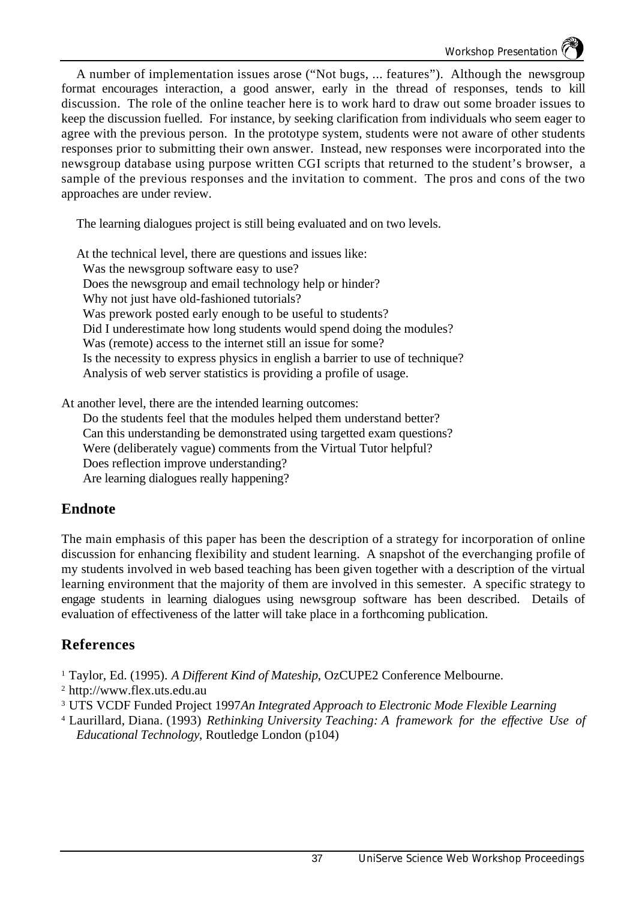A number of implementation issues arose ("Not bugs, ... features"). Although the newsgroup format encourages interaction, a good answer, early in the thread of responses, tends to kill discussion. The role of the online teacher here is to work hard to draw out some broader issues to keep the discussion fuelled. For instance, by seeking clarification from individuals who seem eager to agree with the previous person. In the prototype system, students were not aware of other students responses prior to submitting their own answer. Instead, new responses were incorporated into the newsgroup database using purpose written CGI scripts that returned to the student's browser, a sample of the previous responses and the invitation to comment. The pros and cons of the two approaches are under review.

The learning dialogues project is still being evaluated and on two levels.

At the technical level, there are questions and issues like:

Was the newsgroup software easy to use?
Does the newsgroup and email technology help or hinder?
Why not just have old-fashioned tutorials?
Was prework posted early enough to be useful to students?
Did I underestimate how long students would spend doing the modules?
Was (remote) access to the internet still an issue for some?
Is the necessity to express physics in english a barrier to use of technique?
Analysis of web server statistics is providing a profile of usage.

At another level, there are the intended learning outcomes:

Do the students feel that the modules helped them understand better?
Can this understanding be demonstrated using targetted exam questions?
Were (deliberately vague) comments from the Virtual Tutor helpful?
Does reflection improve understanding?
Are learning dialogues really happening?

## Endnote

The main emphasis of this paper has been the description of a strategy for incorporation of online discussion for enhancing flexibility and student learning. A snapshot of the everchanging profile of my students involved in web based teaching has been given together with a description of the virtual learning environment that the majority of them are involved in this semester. A specific strategy to engage students in learning dialogues using newsgroup software has been described. Details of evaluation of effectiveness of the latter will take place in a forthcoming publication.

## References

[1] Taylor, Ed. (1995). *A Different Kind of Mateship*, OzCUPE2 Conference Melbourne.

[2] http://www.flex.uts.edu.au

[3] UTS VCDF Funded Project 1997*An Integrated Approach to Electronic Mode Flexible Learning*

[4] Laurillard, Diana. (1993) *Rethinking University Teaching: A framework for the effective Use of Educational Technology*, Routledge London (p104)